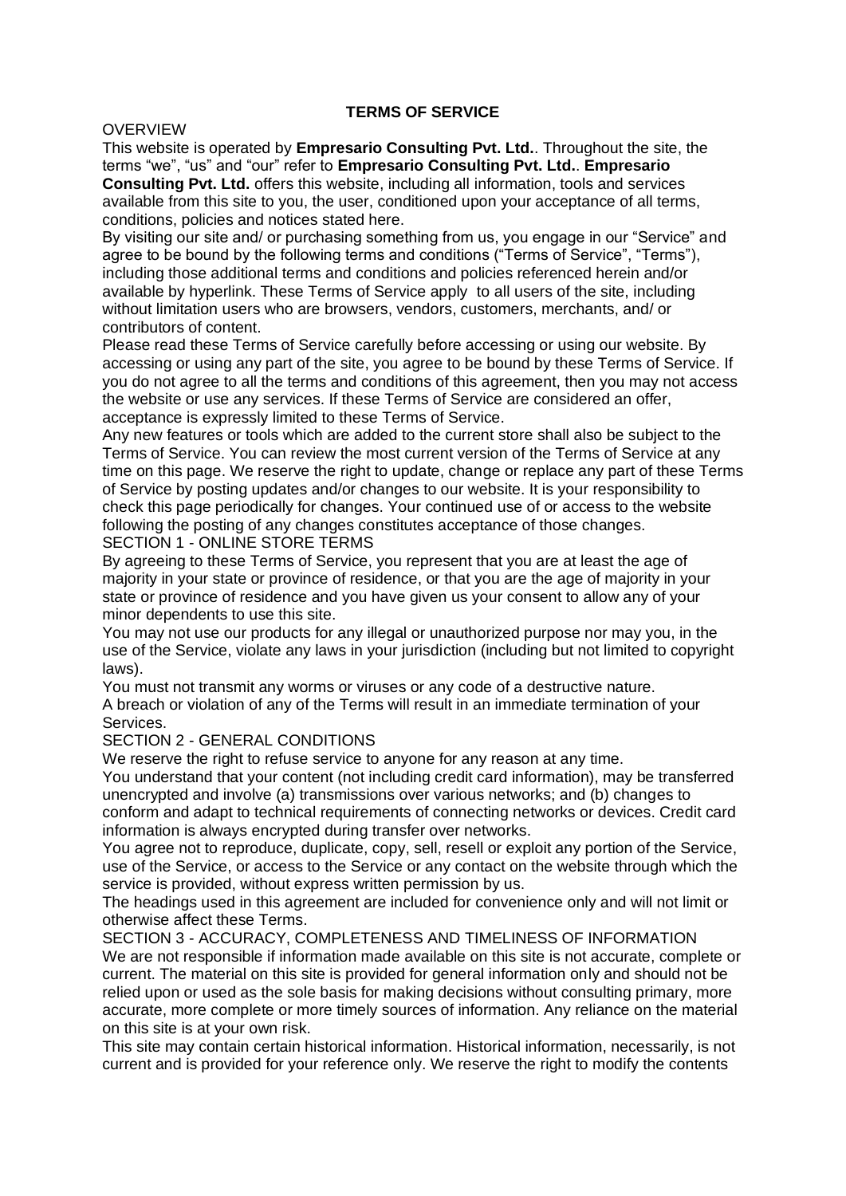# TERMS OF SERVICE

## OVERVIEW

This website is operated by **Empresario Consulting Pvt. Ltd.**. Throughout the site, the terms "we", "us" and "our" refer to **Empresario Consulting Pvt. Ltd.**. **Empresario Consulting Pvt. Ltd.** offers this website, including all information, tools and services available from this site to you, the user, conditioned upon your acceptance of all terms, conditions, policies and notices stated here.

By visiting our site and/ or purchasing something from us, you engage in our "Service" and agree to be bound by the following terms and conditions ("Terms of Service", "Terms"), including those additional terms and conditions and policies referenced herein and/or available by hyperlink. These Terms of Service apply to all users of the site, including without limitation users who are browsers, vendors, customers, merchants, and/ or contributors of content.

Please read these Terms of Service carefully before accessing or using our website. By accessing or using any part of the site, you agree to be bound by these Terms of Service. If you do not agree to all the terms and conditions of this agreement, then you may not access the website or use any services. If these Terms of Service are considered an offer, acceptance is expressly limited to these Terms of Service.

Any new features or tools which are added to the current store shall also be subject to the Terms of Service. You can review the most current version of the Terms of Service at any time on this page. We reserve the right to update, change or replace any part of these Terms of Service by posting updates and/or changes to our website. It is your responsibility to check this page periodically for changes. Your continued use of or access to the website following the posting of any changes constitutes acceptance of those changes.

## SECTION 1 - ONLINE STORE TERMS

By agreeing to these Terms of Service, you represent that you are at least the age of majority in your state or province of residence, or that you are the age of majority in your state or province of residence and you have given us your consent to allow any of your minor dependents to use this site.

You may not use our products for any illegal or unauthorized purpose nor may you, in the use of the Service, violate any laws in your jurisdiction (including but not limited to copyright laws).

You must not transmit any worms or viruses or any code of a destructive nature.

A breach or violation of any of the Terms will result in an immediate termination of your Services.

## SECTION 2 - GENERAL CONDITIONS

We reserve the right to refuse service to anyone for any reason at any time.

You understand that your content (not including credit card information), may be transferred unencrypted and involve (a) transmissions over various networks; and (b) changes to conform and adapt to technical requirements of connecting networks or devices. Credit card information is always encrypted during transfer over networks.

You agree not to reproduce, duplicate, copy, sell, resell or exploit any portion of the Service, use of the Service, or access to the Service or any contact on the website through which the service is provided, without express written permission by us.

The headings used in this agreement are included for convenience only and will not limit or otherwise affect these Terms.

## SECTION 3 - ACCURACY, COMPLETENESS AND TIMELINESS OF INFORMATION

We are not responsible if information made available on this site is not accurate, complete or current. The material on this site is provided for general information only and should not be relied upon or used as the sole basis for making decisions without consulting primary, more accurate, more complete or more timely sources of information. Any reliance on the material on this site is at your own risk.

This site may contain certain historical information. Historical information, necessarily, is not current and is provided for your reference only. We reserve the right to modify the contents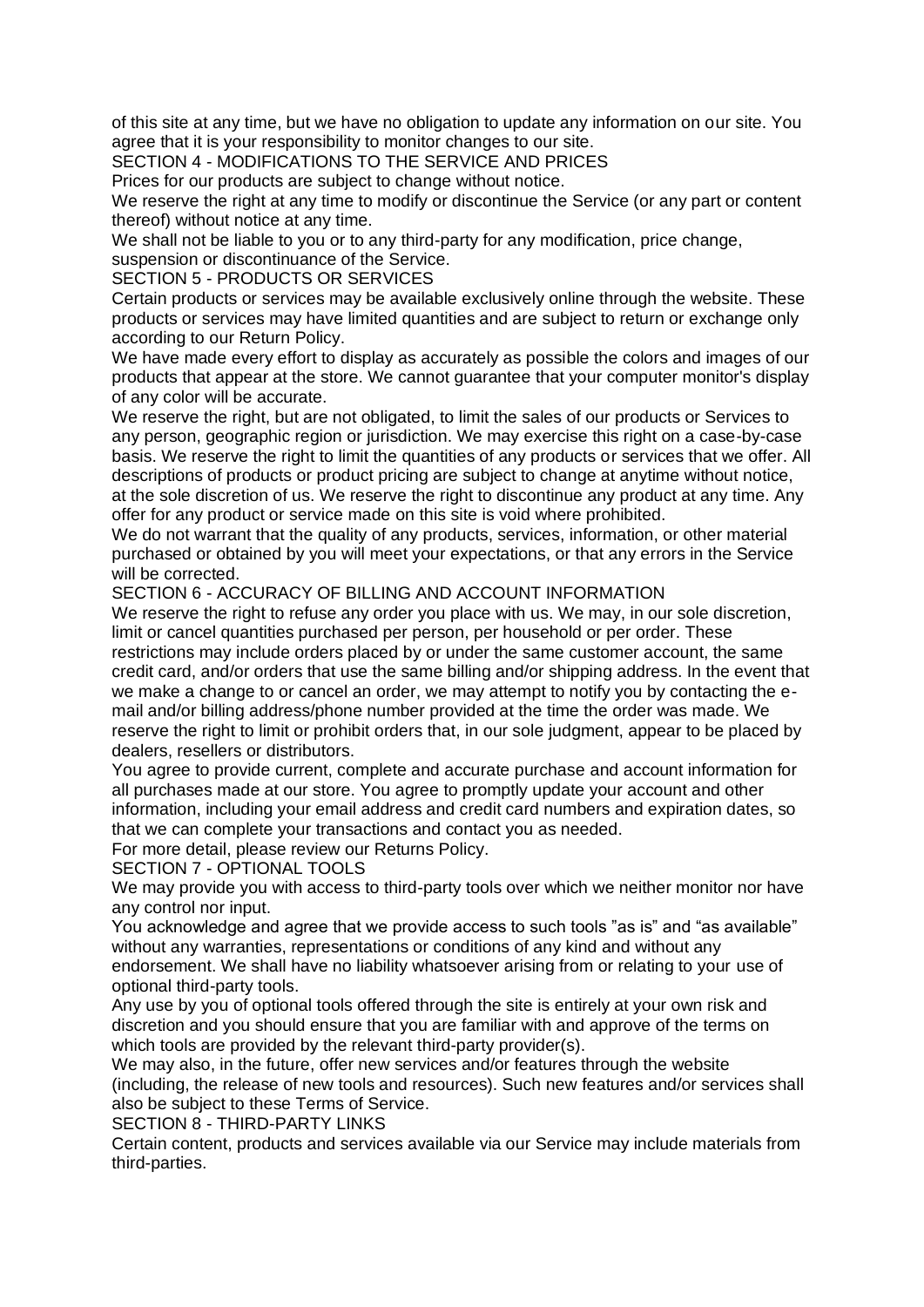of this site at any time, but we have no obligation to update any information on our site. You agree that it is your responsibility to monitor changes to our site.

## SECTION 4 - MODIFICATIONS TO THE SERVICE AND PRICES

Prices for our products are subject to change without notice.

We reserve the right at any time to modify or discontinue the Service (or any part or content thereof) without notice at any time.

We shall not be liable to you or to any third-party for any modification, price change, suspension or discontinuance of the Service.

## SECTION 5 - PRODUCTS OR SERVICES

Certain products or services may be available exclusively online through the website. These products or services may have limited quantities and are subject to return or exchange only according to our Return Policy.

We have made every effort to display as accurately as possible the colors and images of our products that appear at the store. We cannot guarantee that your computer monitor's display of any color will be accurate.

We reserve the right, but are not obligated, to limit the sales of our products or Services to any person, geographic region or jurisdiction. We may exercise this right on a case-by-case basis. We reserve the right to limit the quantities of any products or services that we offer. All descriptions of products or product pricing are subject to change at anytime without notice, at the sole discretion of us. We reserve the right to discontinue any product at any time. Any offer for any product or service made on this site is void where prohibited.

We do not warrant that the quality of any products, services, information, or other material purchased or obtained by you will meet your expectations, or that any errors in the Service will be corrected.

## SECTION 6 - ACCURACY OF BILLING AND ACCOUNT INFORMATION

We reserve the right to refuse any order you place with us. We may, in our sole discretion, limit or cancel quantities purchased per person, per household or per order. These restrictions may include orders placed by or under the same customer account, the same credit card, and/or orders that use the same billing and/or shipping address. In the event that we make a change to or cancel an order, we may attempt to notify you by contacting the e-mail and/or billing address/phone number provided at the time the order was made. We reserve the right to limit or prohibit orders that, in our sole judgment, appear to be placed by dealers, resellers or distributors.

You agree to provide current, complete and accurate purchase and account information for all purchases made at our store. You agree to promptly update your account and other information, including your email address and credit card numbers and expiration dates, so that we can complete your transactions and contact you as needed.

For more detail, please review our Returns Policy.

## SECTION 7 - OPTIONAL TOOLS

We may provide you with access to third-party tools over which we neither monitor nor have any control nor input.

You acknowledge and agree that we provide access to such tools "as is" and "as available" without any warranties, representations or conditions of any kind and without any endorsement. We shall have no liability whatsoever arising from or relating to your use of optional third-party tools.

Any use by you of optional tools offered through the site is entirely at your own risk and discretion and you should ensure that you are familiar with and approve of the terms on which tools are provided by the relevant third-party provider(s).

We may also, in the future, offer new services and/or features through the website (including, the release of new tools and resources). Such new features and/or services shall also be subject to these Terms of Service.

## SECTION 8 - THIRD-PARTY LINKS

Certain content, products and services available via our Service may include materials from third-parties.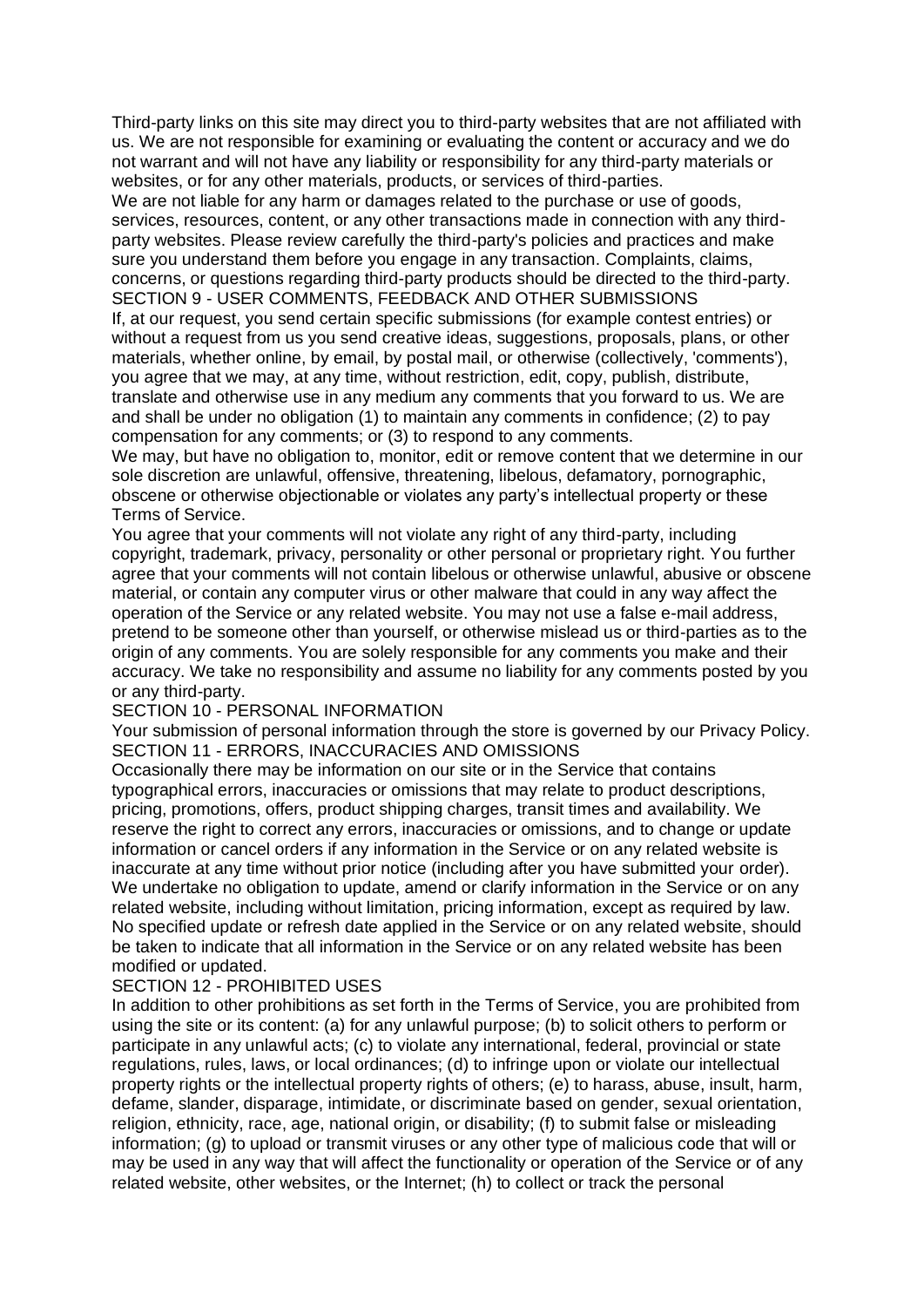Third-party links on this site may direct you to third-party websites that are not affiliated with us. We are not responsible for examining or evaluating the content or accuracy and we do not warrant and will not have any liability or responsibility for any third-party materials or websites, or for any other materials, products, or services of third-parties.

We are not liable for any harm or damages related to the purchase or use of goods, services, resources, content, or any other transactions made in connection with any third-party websites. Please review carefully the third-party's policies and practices and make sure you understand them before you engage in any transaction. Complaints, claims, concerns, or questions regarding third-party products should be directed to the third-party.

## SECTION 9 - USER COMMENTS, FEEDBACK AND OTHER SUBMISSIONS

If, at our request, you send certain specific submissions (for example contest entries) or without a request from us you send creative ideas, suggestions, proposals, plans, or other materials, whether online, by email, by postal mail, or otherwise (collectively, 'comments'), you agree that we may, at any time, without restriction, edit, copy, publish, distribute, translate and otherwise use in any medium any comments that you forward to us. We are and shall be under no obligation (1) to maintain any comments in confidence; (2) to pay compensation for any comments; or (3) to respond to any comments.

We may, but have no obligation to, monitor, edit or remove content that we determine in our sole discretion are unlawful, offensive, threatening, libelous, defamatory, pornographic, obscene or otherwise objectionable or violates any party's intellectual property or these Terms of Service.

You agree that your comments will not violate any right of any third-party, including copyright, trademark, privacy, personality or other personal or proprietary right. You further agree that your comments will not contain libelous or otherwise unlawful, abusive or obscene material, or contain any computer virus or other malware that could in any way affect the operation of the Service or any related website. You may not use a false e-mail address, pretend to be someone other than yourself, or otherwise mislead us or third-parties as to the origin of any comments. You are solely responsible for any comments you make and their accuracy. We take no responsibility and assume no liability for any comments posted by you or any third-party.

## SECTION 10 - PERSONAL INFORMATION

Your submission of personal information through the store is governed by our Privacy Policy.

## SECTION 11 - ERRORS, INACCURACIES AND OMISSIONS

Occasionally there may be information on our site or in the Service that contains typographical errors, inaccuracies or omissions that may relate to product descriptions, pricing, promotions, offers, product shipping charges, transit times and availability. We reserve the right to correct any errors, inaccuracies or omissions, and to change or update information or cancel orders if any information in the Service or on any related website is inaccurate at any time without prior notice (including after you have submitted your order).

We undertake no obligation to update, amend or clarify information in the Service or on any related website, including without limitation, pricing information, except as required by law. No specified update or refresh date applied in the Service or on any related website, should be taken to indicate that all information in the Service or on any related website has been modified or updated.

## SECTION 12 - PROHIBITED USES

In addition to other prohibitions as set forth in the Terms of Service, you are prohibited from using the site or its content: (a) for any unlawful purpose; (b) to solicit others to perform or participate in any unlawful acts; (c) to violate any international, federal, provincial or state regulations, rules, laws, or local ordinances; (d) to infringe upon or violate our intellectual property rights or the intellectual property rights of others; (e) to harass, abuse, insult, harm, defame, slander, disparage, intimidate, or discriminate based on gender, sexual orientation, religion, ethnicity, race, age, national origin, or disability; (f) to submit false or misleading information; (g) to upload or transmit viruses or any other type of malicious code that will or may be used in any way that will affect the functionality or operation of the Service or of any related website, other websites, or the Internet; (h) to collect or track the personal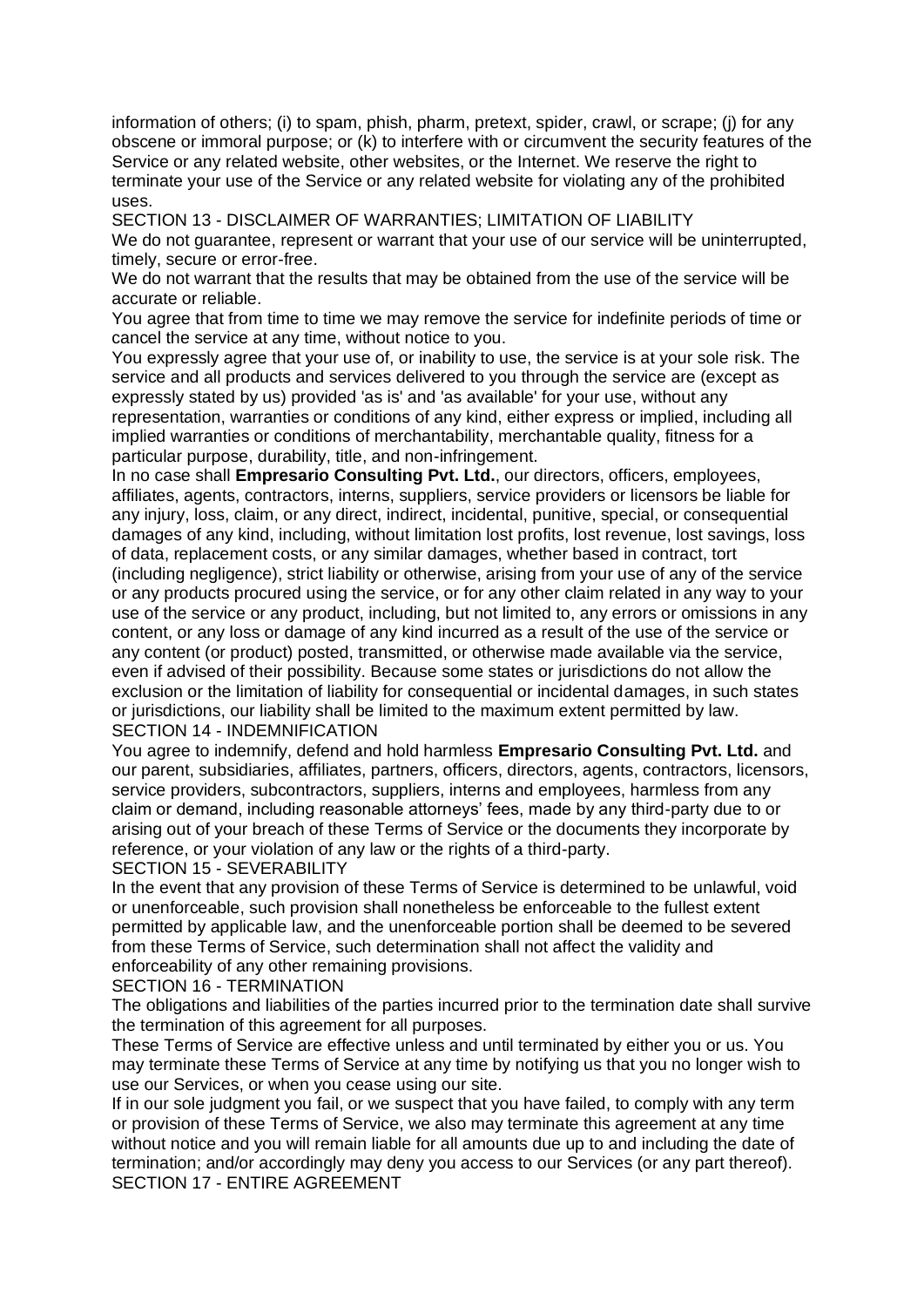information of others; (i) to spam, phish, pharm, pretext, spider, crawl, or scrape; (j) for any obscene or immoral purpose; or (k) to interfere with or circumvent the security features of the Service or any related website, other websites, or the Internet. We reserve the right to terminate your use of the Service or any related website for violating any of the prohibited uses.

## SECTION 13 - DISCLAIMER OF WARRANTIES; LIMITATION OF LIABILITY

We do not guarantee, represent or warrant that your use of our service will be uninterrupted, timely, secure or error-free.

We do not warrant that the results that may be obtained from the use of the service will be accurate or reliable.

You agree that from time to time we may remove the service for indefinite periods of time or cancel the service at any time, without notice to you.

You expressly agree that your use of, or inability to use, the service is at your sole risk. The service and all products and services delivered to you through the service are (except as expressly stated by us) provided 'as is' and 'as available' for your use, without any representation, warranties or conditions of any kind, either express or implied, including all implied warranties or conditions of merchantability, merchantable quality, fitness for a particular purpose, durability, title, and non-infringement.

In no case shall **Empresario Consulting Pvt. Ltd.**, our directors, officers, employees, affiliates, agents, contractors, interns, suppliers, service providers or licensors be liable for any injury, loss, claim, or any direct, indirect, incidental, punitive, special, or consequential damages of any kind, including, without limitation lost profits, lost revenue, lost savings, loss of data, replacement costs, or any similar damages, whether based in contract, tort (including negligence), strict liability or otherwise, arising from your use of any of the service or any products procured using the service, or for any other claim related in any way to your use of the service or any product, including, but not limited to, any errors or omissions in any content, or any loss or damage of any kind incurred as a result of the use of the service or any content (or product) posted, transmitted, or otherwise made available via the service, even if advised of their possibility. Because some states or jurisdictions do not allow the exclusion or the limitation of liability for consequential or incidental damages, in such states or jurisdictions, our liability shall be limited to the maximum extent permitted by law.

## SECTION 14 - INDEMNIFICATION

You agree to indemnify, defend and hold harmless **Empresario Consulting Pvt. Ltd.** and our parent, subsidiaries, affiliates, partners, officers, directors, agents, contractors, licensors, service providers, subcontractors, suppliers, interns and employees, harmless from any claim or demand, including reasonable attorneys' fees, made by any third-party due to or arising out of your breach of these Terms of Service or the documents they incorporate by reference, or your violation of any law or the rights of a third-party.

## SECTION 15 - SEVERABILITY

In the event that any provision of these Terms of Service is determined to be unlawful, void or unenforceable, such provision shall nonetheless be enforceable to the fullest extent permitted by applicable law, and the unenforceable portion shall be deemed to be severed from these Terms of Service, such determination shall not affect the validity and enforceability of any other remaining provisions.

## SECTION 16 - TERMINATION

The obligations and liabilities of the parties incurred prior to the termination date shall survive the termination of this agreement for all purposes.

These Terms of Service are effective unless and until terminated by either you or us. You may terminate these Terms of Service at any time by notifying us that you no longer wish to use our Services, or when you cease using our site.

If in our sole judgment you fail, or we suspect that you have failed, to comply with any term or provision of these Terms of Service, we also may terminate this agreement at any time without notice and you will remain liable for all amounts due up to and including the date of termination; and/or accordingly may deny you access to our Services (or any part thereof).

## SECTION 17 - ENTIRE AGREEMENT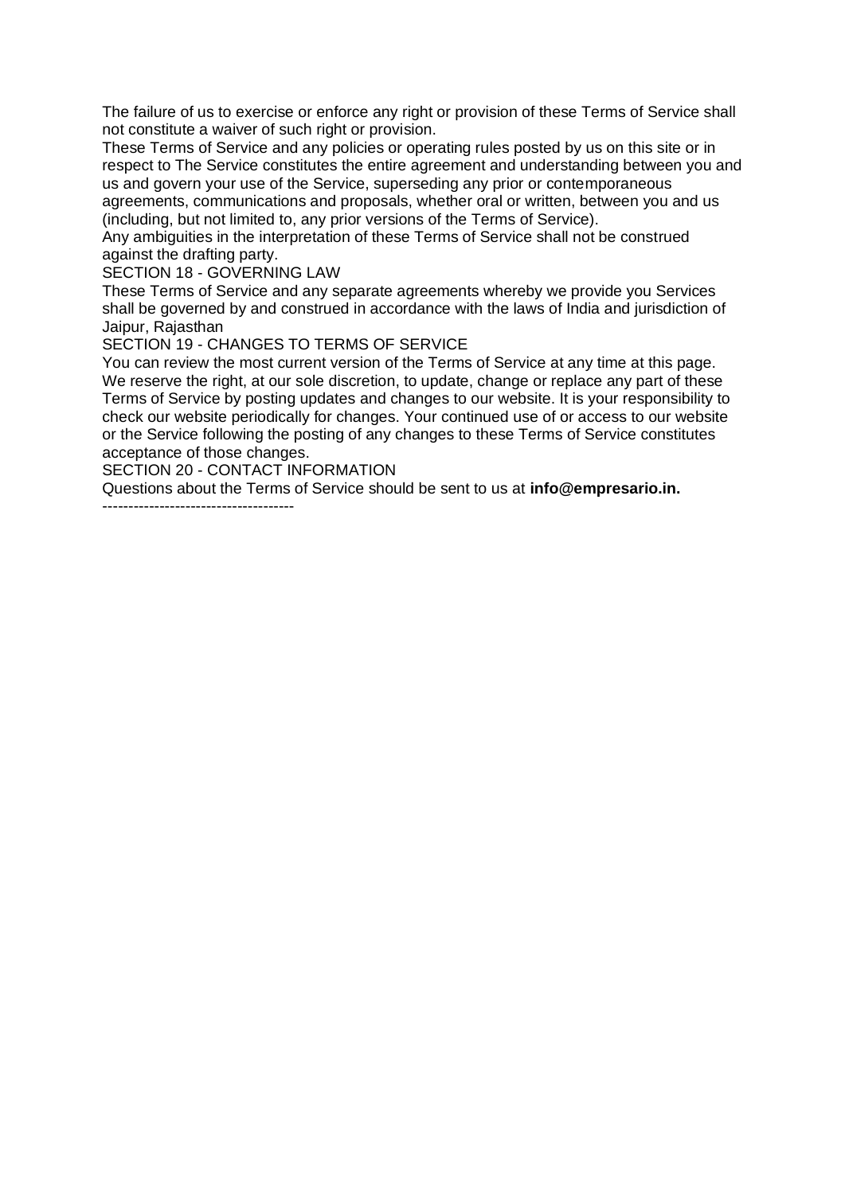The failure of us to exercise or enforce any right or provision of these Terms of Service shall not constitute a waiver of such right or provision.

These Terms of Service and any policies or operating rules posted by us on this site or in respect to The Service constitutes the entire agreement and understanding between you and us and govern your use of the Service, superseding any prior or contemporaneous agreements, communications and proposals, whether oral or written, between you and us (including, but not limited to, any prior versions of the Terms of Service).

Any ambiguities in the interpretation of these Terms of Service shall not be construed against the drafting party.

## SECTION 18 - GOVERNING LAW

These Terms of Service and any separate agreements whereby we provide you Services shall be governed by and construed in accordance with the laws of India and jurisdiction of Jaipur, Rajasthan

## SECTION 19 - CHANGES TO TERMS OF SERVICE

You can review the most current version of the Terms of Service at any time at this page. We reserve the right, at our sole discretion, to update, change or replace any part of these Terms of Service by posting updates and changes to our website. It is your responsibility to check our website periodically for changes. Your continued use of or access to our website or the Service following the posting of any changes to these Terms of Service constitutes acceptance of those changes.

## SECTION 20 - CONTACT INFORMATION

Questions about the Terms of Service should be sent to us at **info@empresario.in.**

------------------------------------